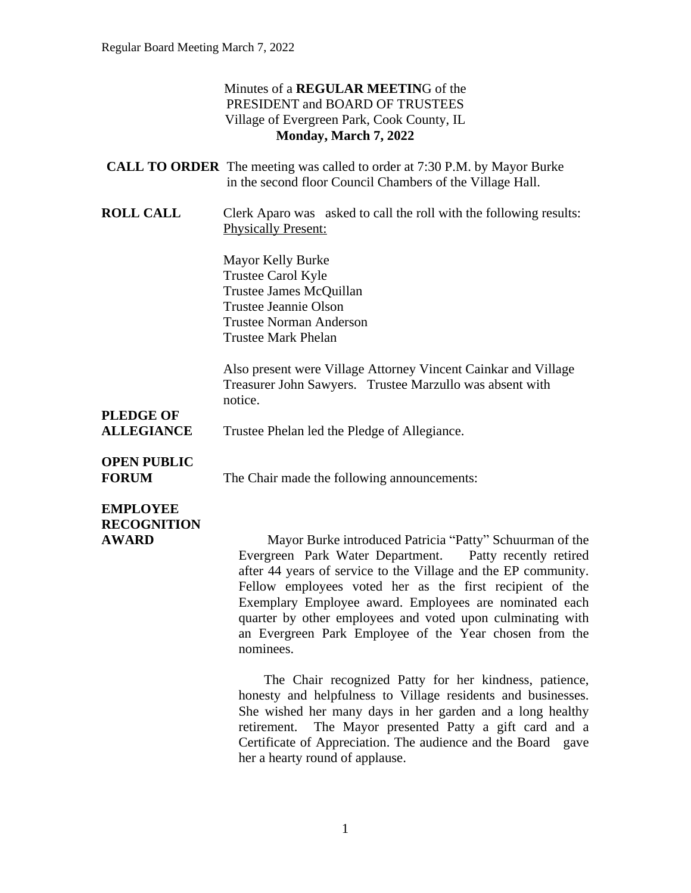Minutes of a **REGULAR MEETIN**G of the
PRESIDENT and BOARD OF TRUSTEES
Village of Evergreen Park, Cook County, IL
**Monday, March 7, 2022**

**CALL TO ORDER** The meeting was called to order at 7:30 P.M. by Mayor Burke in the second floor Council Chambers of the Village Hall.

**ROLL CALL** Clerk Aparo was asked to call the roll with the following results:
Physically Present:

Mayor Kelly Burke
Trustee Carol Kyle
Trustee James McQuillan
Trustee Jeannie Olson
Trustee Norman Anderson
Trustee Mark Phelan

Also present were Village Attorney Vincent Cainkar and Village Treasurer John Sawyers. Trustee Marzullo was absent with notice.

**PLEDGE OF ALLEGIANCE** Trustee Phelan led the Pledge of Allegiance.

**OPEN PUBLIC FORUM** The Chair made the following announcements:

**EMPLOYEE RECOGNITION AWARD**

Mayor Burke introduced Patricia "Patty" Schuurman of the Evergreen Park Water Department. Patty recently retired after 44 years of service to the Village and the EP community. Fellow employees voted her as the first recipient of the Exemplary Employee award. Employees are nominated each quarter by other employees and voted upon culminating with an Evergreen Park Employee of the Year chosen from the nominees.

The Chair recognized Patty for her kindness, patience, honesty and helpfulness to Village residents and businesses. She wished her many days in her garden and a long healthy retirement. The Mayor presented Patty a gift card and a Certificate of Appreciation. The audience and the Board gave her a hearty round of applause.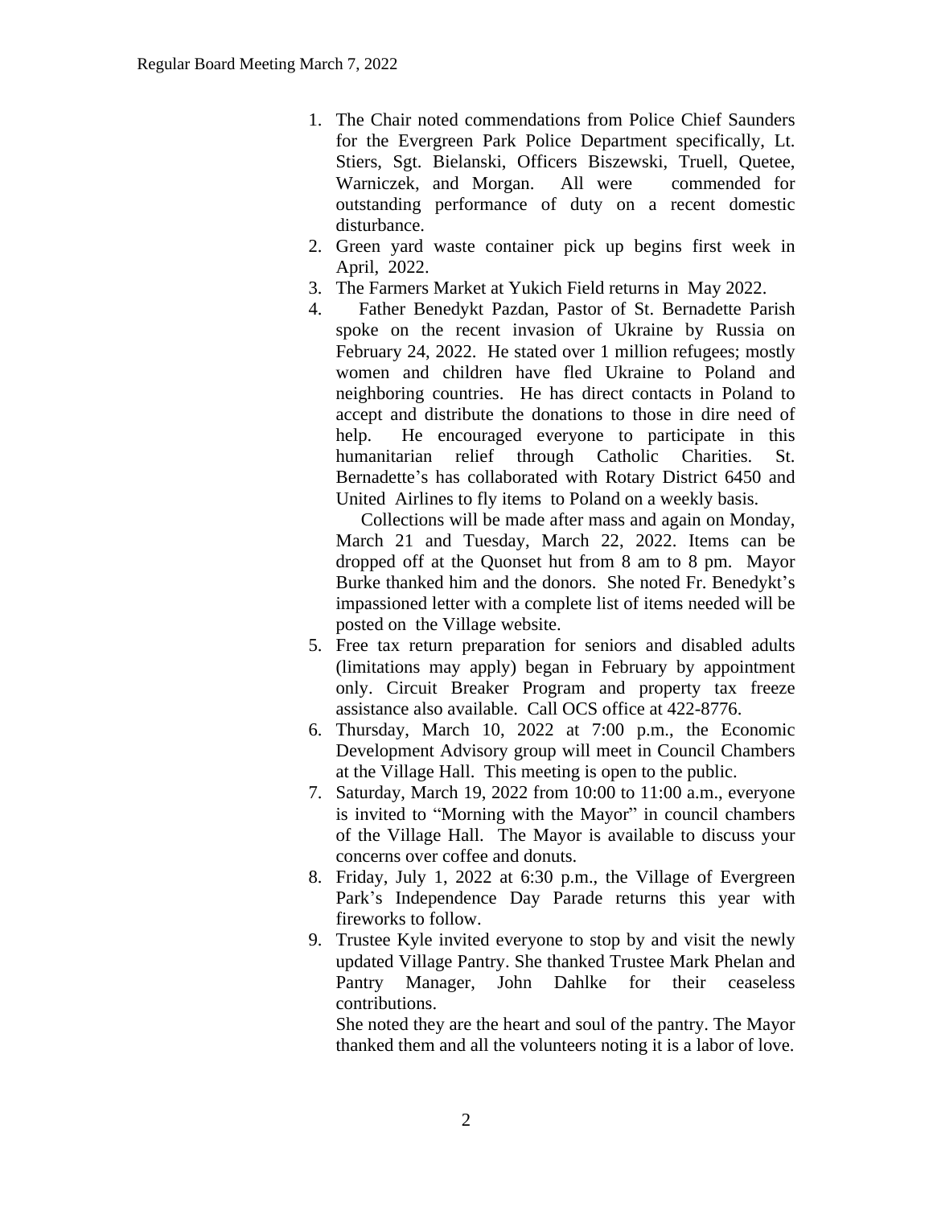1. The Chair noted commendations from Police Chief Saunders for the Evergreen Park Police Department specifically, Lt. Stiers, Sgt. Bielanski, Officers Biszewski, Truell, Quetee, Warniczek, and Morgan. All were commended for outstanding performance of duty on a recent domestic disturbance.
2. Green yard waste container pick up begins first week in April, 2022.
3. The Farmers Market at Yukich Field returns in May 2022.
4. Father Benedykt Pazdan, Pastor of St. Bernadette Parish spoke on the recent invasion of Ukraine by Russia on February 24, 2022. He stated over 1 million refugees; mostly women and children have fled Ukraine to Poland and neighboring countries. He has direct contacts in Poland to accept and distribute the donations to those in dire need of help. He encouraged everyone to participate in this humanitarian relief through Catholic Charities. St. Bernadette's has collaborated with Rotary District 6450 and United Airlines to fly items to Poland on a weekly basis.

   Collections will be made after mass and again on Monday, March 21 and Tuesday, March 22, 2022. Items can be dropped off at the Quonset hut from 8 am to 8 pm. Mayor Burke thanked him and the donors. She noted Fr. Benedykt's impassioned letter with a complete list of items needed will be posted on the Village website.
5. Free tax return preparation for seniors and disabled adults (limitations may apply) began in February by appointment only. Circuit Breaker Program and property tax freeze assistance also available. Call OCS office at 422-8776.
6. Thursday, March 10, 2022 at 7:00 p.m., the Economic Development Advisory group will meet in Council Chambers at the Village Hall. This meeting is open to the public.
7. Saturday, March 19, 2022 from 10:00 to 11:00 a.m., everyone is invited to "Morning with the Mayor" in council chambers of the Village Hall. The Mayor is available to discuss your concerns over coffee and donuts.
8. Friday, July 1, 2022 at 6:30 p.m., the Village of Evergreen Park's Independence Day Parade returns this year with fireworks to follow.
9. Trustee Kyle invited everyone to stop by and visit the newly updated Village Pantry. She thanked Trustee Mark Phelan and Pantry Manager, John Dahlke for their ceaseless contributions.

   She noted they are the heart and soul of the pantry. The Mayor thanked them and all the volunteers noting it is a labor of love.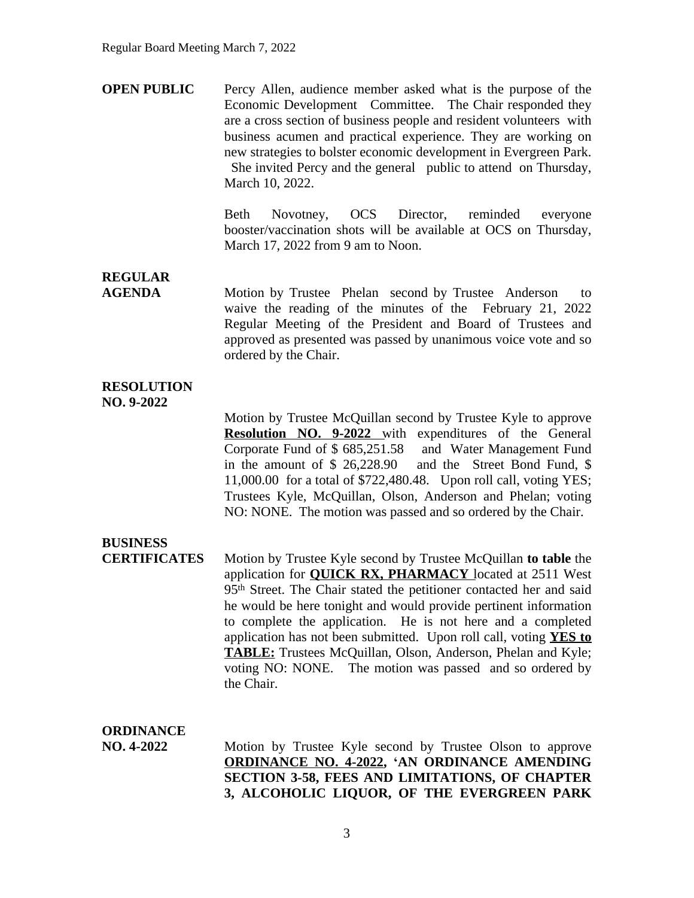**OPEN PUBLIC** Percy Allen, audience member asked what is the purpose of the Economic Development Committee. The Chair responded they are a cross section of business people and resident volunteers with business acumen and practical experience. They are working on new strategies to bolster economic development in Evergreen Park. She invited Percy and the general public to attend on Thursday, March 10, 2022.

Beth Novotney, OCS Director, reminded everyone booster/vaccination shots will be available at OCS on Thursday, March 17, 2022 from 9 am to Noon.

**REGULAR AGENDA** Motion by Trustee Phelan second by Trustee Anderson to waive the reading of the minutes of the February 21, 2022 Regular Meeting of the President and Board of Trustees and approved as presented was passed by unanimous voice vote and so ordered by the Chair.

**RESOLUTION NO. 9-2022**

Motion by Trustee McQuillan second by Trustee Kyle to approve **Resolution NO. 9-2022** with expenditures of the General Corporate Fund of $ 685,251.58 and Water Management Fund in the amount of $ 26,228.90 and the Street Bond Fund, $ 11,000.00 for a total of $722,480.48. Upon roll call, voting YES; Trustees Kyle, McQuillan, Olson, Anderson and Phelan; voting NO: NONE. The motion was passed and so ordered by the Chair.

**BUSINESS CERTIFICATES** Motion by Trustee Kyle second by Trustee McQuillan **to table** the application for **QUICK RX, PHARMACY** located at 2511 West 95th Street. The Chair stated the petitioner contacted her and said he would be here tonight and would provide pertinent information to complete the application. He is not here and a completed application has not been submitted. Upon roll call, voting **YES to TABLE:** Trustees McQuillan, Olson, Anderson, Phelan and Kyle; voting NO: NONE. The motion was passed and so ordered by the Chair.

**ORDINANCE NO. 4-2022** Motion by Trustee Kyle second by Trustee Olson to approve **ORDINANCE NO. 4-2022, 'AN ORDINANCE AMENDING SECTION 3-58, FEES AND LIMITATIONS, OF CHAPTER 3, ALCOHOLIC LIQUOR, OF THE EVERGREEN PARK**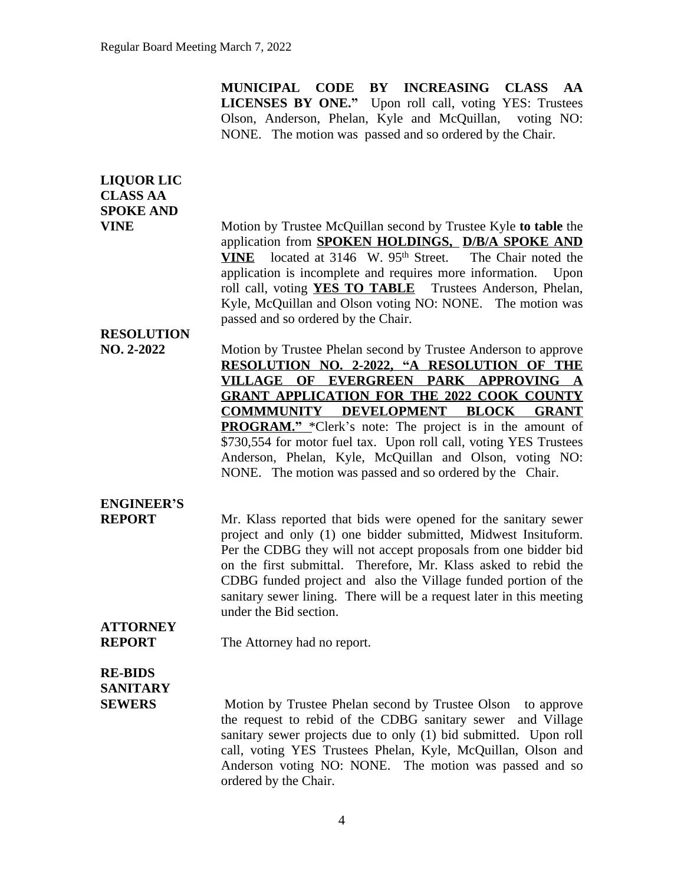**MUNICIPAL CODE BY INCREASING CLASS AA LICENSES BY ONE."** Upon roll call, voting YES: Trustees Olson, Anderson, Phelan, Kyle and McQuillan, voting NO: NONE. The motion was passed and so ordered by the Chair.

**LIQUOR LIC CLASS AA SPOKE AND VINE**

Motion by Trustee McQuillan second by Trustee Kyle **to table** the application from **SPOKEN HOLDINGS, D/B/A SPOKE AND VINE** located at 3146 W. 95th Street. The Chair noted the application is incomplete and requires more information. Upon roll call, voting **YES TO TABLE** Trustees Anderson, Phelan, Kyle, McQuillan and Olson voting NO: NONE. The motion was passed and so ordered by the Chair.

**RESOLUTION NO. 2-2022**

Motion by Trustee Phelan second by Trustee Anderson to approve **RESOLUTION NO. 2-2022, "A RESOLUTION OF THE VILLAGE OF EVERGREEN PARK APPROVING A GRANT APPLICATION FOR THE 2022 COOK COUNTY COMMMUNITY DEVELOPMENT BLOCK GRANT PROGRAM."** *Clerk's note: The project is in the amount of $730,554 for motor fuel tax. Upon roll call, voting YES Trustees Anderson, Phelan, Kyle, McQuillan and Olson, voting NO: NONE. The motion was passed and so ordered by the Chair.

**ENGINEER'S REPORT**

Mr. Klass reported that bids were opened for the sanitary sewer project and only (1) one bidder submitted, Midwest Insituform. Per the CDBG they will not accept proposals from one bidder bid on the first submittal. Therefore, Mr. Klass asked to rebid the CDBG funded project and also the Village funded portion of the sanitary sewer lining. There will be a request later in this meeting under the Bid section.

**ATTORNEY REPORT**

The Attorney had no report.

**RE-BIDS SANITARY SEWERS**

Motion by Trustee Phelan second by Trustee Olson to approve the request to rebid of the CDBG sanitary sewer and Village sanitary sewer projects due to only (1) bid submitted. Upon roll call, voting YES Trustees Phelan, Kyle, McQuillan, Olson and Anderson voting NO: NONE. The motion was passed and so ordered by the Chair.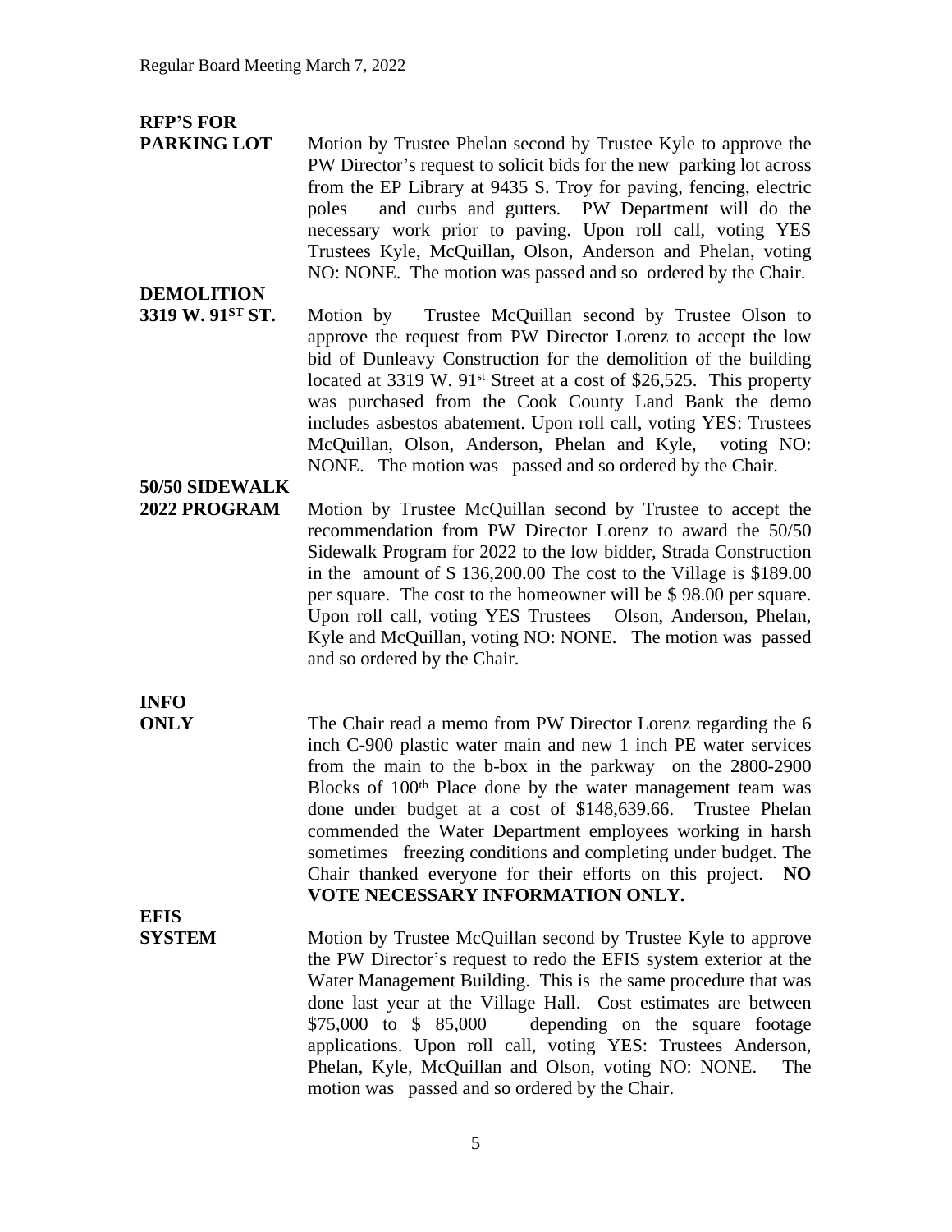**RFP'S FOR PARKING LOT**

Motion by Trustee Phelan second by Trustee Kyle to approve the PW Director's request to solicit bids for the new parking lot across from the EP Library at 9435 S. Troy for paving, fencing, electric poles and curbs and gutters. PW Department will do the necessary work prior to paving. Upon roll call, voting YES Trustees Kyle, McQuillan, Olson, Anderson and Phelan, voting NO: NONE. The motion was passed and so ordered by the Chair.

**DEMOLITION 3319 W. 91ST ST.**

Motion by Trustee McQuillan second by Trustee Olson to approve the request from PW Director Lorenz to accept the low bid of Dunleavy Construction for the demolition of the building located at 3319 W. 91st Street at a cost of $26,525. This property was purchased from the Cook County Land Bank the demo includes asbestos abatement. Upon roll call, voting YES: Trustees McQuillan, Olson, Anderson, Phelan and Kyle, voting NO: NONE. The motion was passed and so ordered by the Chair.

**50/50 SIDEWALK 2022 PROGRAM**

Motion by Trustee McQuillan second by Trustee to accept the recommendation from PW Director Lorenz to award the 50/50 Sidewalk Program for 2022 to the low bidder, Strada Construction in the amount of $ 136,200.00 The cost to the Village is $189.00 per square. The cost to the homeowner will be $ 98.00 per square. Upon roll call, voting YES Trustees Olson, Anderson, Phelan, Kyle and McQuillan, voting NO: NONE. The motion was passed and so ordered by the Chair.

**INFO ONLY**

The Chair read a memo from PW Director Lorenz regarding the 6 inch C-900 plastic water main and new 1 inch PE water services from the main to the b-box in the parkway on the 2800-2900 Blocks of 100th Place done by the water management team was done under budget at a cost of $148,639.66. Trustee Phelan commended the Water Department employees working in harsh sometimes freezing conditions and completing under budget. The Chair thanked everyone for their efforts on this project. **NO VOTE NECESSARY INFORMATION ONLY.**

**EFIS SYSTEM**

Motion by Trustee McQuillan second by Trustee Kyle to approve the PW Director's request to redo the EFIS system exterior at the Water Management Building. This is the same procedure that was done last year at the Village Hall. Cost estimates are between $75,000 to $ 85,000 depending on the square footage applications. Upon roll call, voting YES: Trustees Anderson, Phelan, Kyle, McQuillan and Olson, voting NO: NONE. The motion was passed and so ordered by the Chair.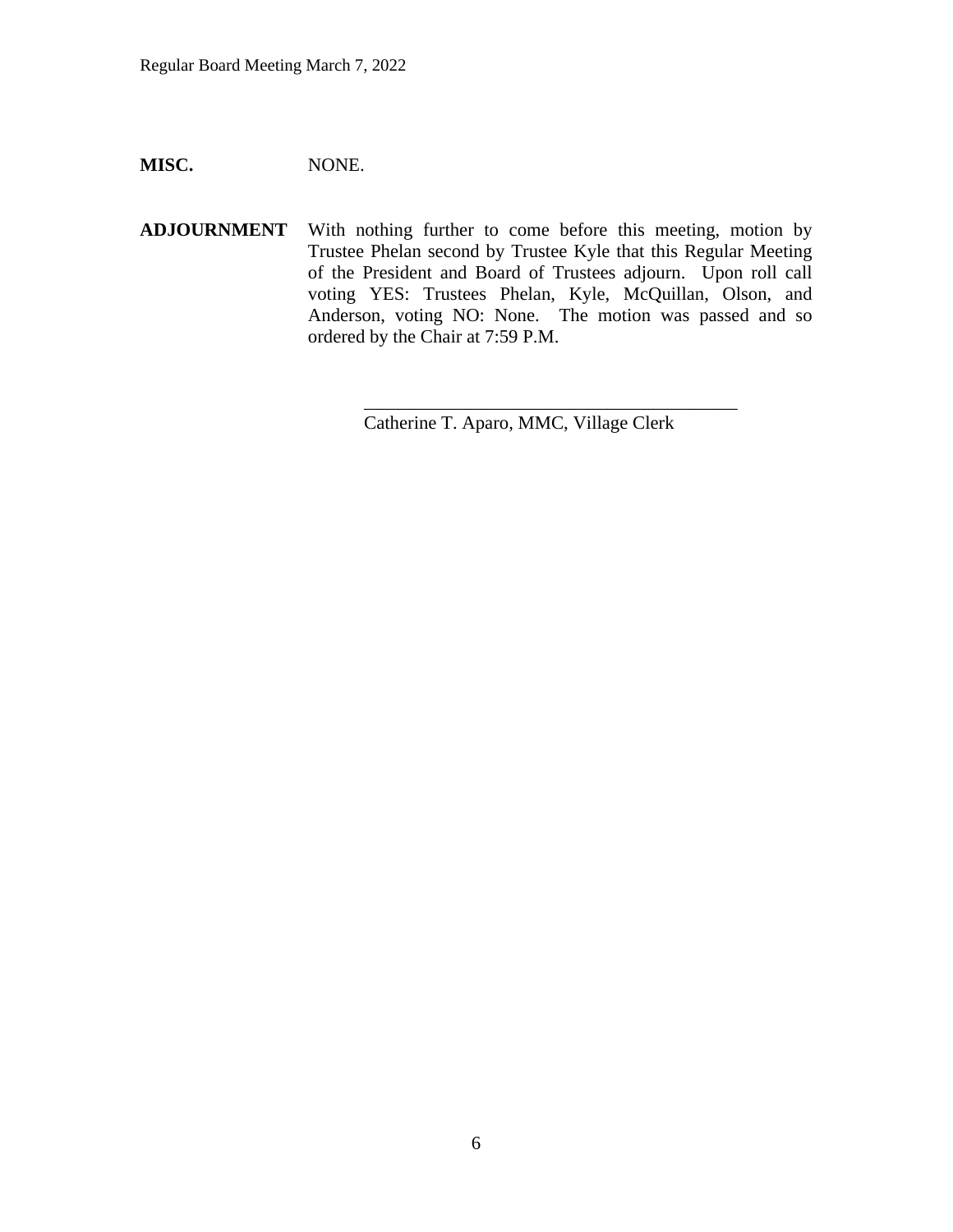**MISC.** NONE.

**ADJOURNMENT** With nothing further to come before this meeting, motion by Trustee Phelan second by Trustee Kyle that this Regular Meeting of the President and Board of Trustees adjourn. Upon roll call voting YES: Trustees Phelan, Kyle, McQuillan, Olson, and Anderson, voting NO: None. The motion was passed and so ordered by the Chair at 7:59 P.M.

\_\_\_\_\_\_\_\_\_\_\_\_\_\_\_\_\_\_\_\_\_\_\_\_\_\_\_\_\_\_\_\_\_\_\_\_\_\_\_\_

Catherine T. Aparo, MMC, Village Clerk